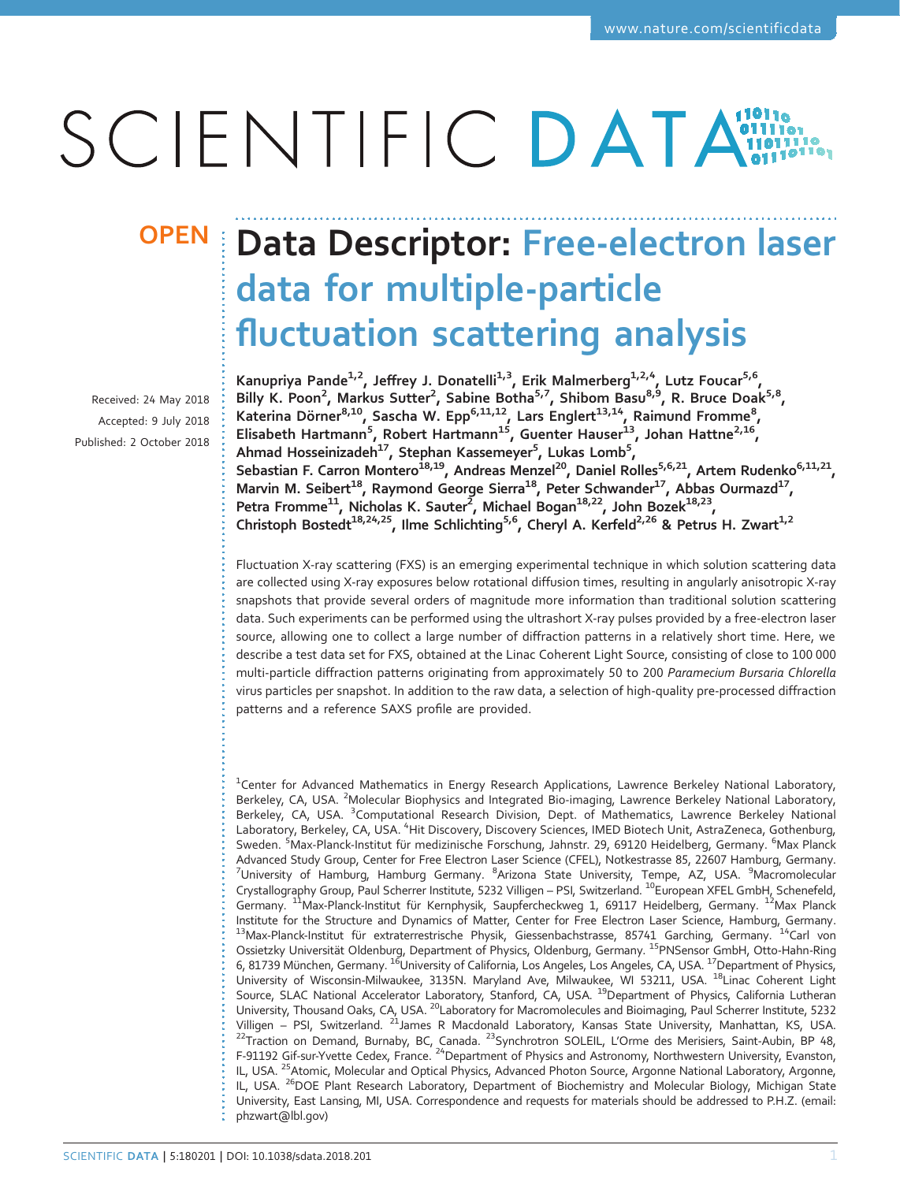**OPEN**

# Data Descriptor: Free-electron laser data for multiple-particle fluctuation scattering analysis

Received: 24 May 2018
Accepted: 9 July 2018
Published: 2 October 2018

Kanupriya Pande[1,2], Jeffrey J. Donatelli[1,3], Erik Malmerberg[1,2,4], Lutz Foucar[5,6], Billy K. Poon[2], Markus Sutter[2], Sabine Botha[5,7], Shibom Basu[8,9], R. Bruce Doak[5,8], Katerina Dörner[8,10], Sascha W. Epp[6,11,12], Lars Englert[13,14], Raimund Fromme[8], Elisabeth Hartmann[5], Robert Hartmann[15], Guenter Hauser[13], Johan Hattne[2,16], Ahmad Hosseinizadeh[17], Stephan Kassemeyer[5], Lukas Lomb[5], Sebastian F. Carron Montero[18,19], Andreas Menzel[20], Daniel Rolles[5,6,21], Artem Rudenko[6,11,21], Marvin M. Seibert[18], Raymond George Sierra[18], Peter Schwander[17], Abbas Ourmazd[17], Petra Fromme[11], Nicholas K. Sauter[2], Michael Bogan[18,22], John Bozek[18,23], Christoph Bostedt[18,24,25], Ilme Schlichting[5,6], Cheryl A. Kerfeld[2,26] & Petrus H. Zwart[1,2]

Fluctuation X-ray scattering (FXS) is an emerging experimental technique in which solution scattering data are collected using X-ray exposures below rotational diffusion times, resulting in angularly anisotropic X-ray snapshots that provide several orders of magnitude more information than traditional solution scattering data. Such experiments can be performed using the ultrashort X-ray pulses provided by a free-electron laser source, allowing one to collect a large number of diffraction patterns in a relatively short time. Here, we describe a test data set for FXS, obtained at the Linac Coherent Light Source, consisting of close to 100 000 multi-particle diffraction patterns originating from approximately 50 to 200 *Paramecium Bursaria Chlorella* virus particles per snapshot. In addition to the raw data, a selection of high-quality pre-processed diffraction patterns and a reference SAXS profile are provided.

[1]Center for Advanced Mathematics in Energy Research Applications, Lawrence Berkeley National Laboratory, Berkeley, CA, USA. [2]Molecular Biophysics and Integrated Bio-imaging, Lawrence Berkeley National Laboratory, Berkeley, CA, USA. [3]Computational Research Division, Dept. of Mathematics, Lawrence Berkeley National Laboratory, Berkeley, CA, USA. [4]Hit Discovery, Discovery Sciences, IMED Biotech Unit, AstraZeneca, Gothenburg, Sweden. [5]Max-Planck-Institut für medizinische Forschung, Jahnstr. 29, 69120 Heidelberg, Germany. [6]Max Planck Advanced Study Group, Center for Free Electron Laser Science (CFEL), Notkestrasse 85, 22607 Hamburg, Germany. [7]University of Hamburg, Hamburg Germany. [8]Arizona State University, Tempe, AZ, USA. [9]Macromolecular Crystallography Group, Paul Scherrer Institute, 5232 Villigen – PSI, Switzerland. [10]European XFEL GmbH, Schenefeld, Germany. [11]Max-Planck-Institut für Kernphysik, Saupfercheckweg 1, 69117 Heidelberg, Germany. [12]Max Planck Institute for the Structure and Dynamics of Matter, Center for Free Electron Laser Science, Hamburg, Germany. [13]Max-Planck-Institut für extraterrestrische Physik, Giessenbachstrasse, 85741 Garching, Germany. [14]Carl von Ossietzky Universität Oldenburg, Department of Physics, Oldenburg, Germany. [15]PNSensor GmbH, Otto-Hahn-Ring 6, 81739 München, Germany. [16]University of California, Los Angeles, Los Angeles, CA, USA. [17]Department of Physics, University of Wisconsin-Milwaukee, 3135N. Maryland Ave, Milwaukee, WI 53211, USA. [18]Linac Coherent Light Source, SLAC National Accelerator Laboratory, Stanford, CA, USA. [19]Department of Physics, California Lutheran University, Thousand Oaks, CA, USA. [20]Laboratory for Macromolecules and Bioimaging, Paul Scherrer Institute, 5232 Villigen – PSI, Switzerland. [21]James R Macdonald Laboratory, Kansas State University, Manhattan, KS, USA. [22]Traction on Demand, Burnaby, BC, Canada. [23]Synchrotron SOLEIL, L'Orme des Merisiers, Saint-Aubin, BP 48, F-91192 Gif-sur-Yvette Cedex, France. [24]Department of Physics and Astronomy, Northwestern University, Evanston, IL, USA. [25]Atomic, Molecular and Optical Physics, Advanced Photon Source, Argonne National Laboratory, Argonne, IL, USA. [26]DOE Plant Research Laboratory, Department of Biochemistry and Molecular Biology, Michigan State University, East Lansing, MI, USA. Correspondence and requests for materials should be addressed to P.H.Z. (email: phzwart@lbl.gov)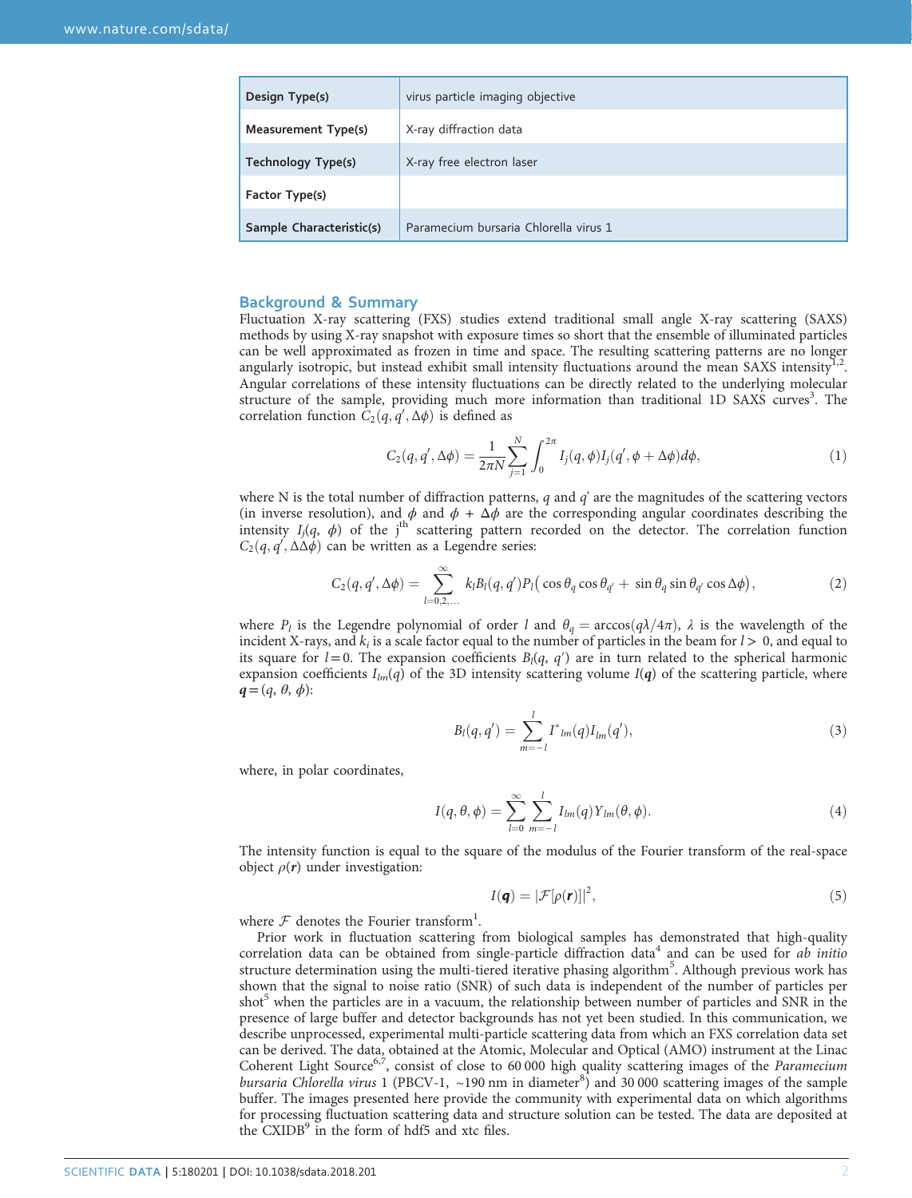| Design Type(s) | virus particle imaging objective |
| --- | --- |
| Measurement Type(s) | X-ray diffraction data |
| Technology Type(s) | X-ray free electron laser |
| Factor Type(s) | |
| Sample Characteristic(s) | Paramecium bursaria Chlorella virus 1 |

## Background & Summary

Fluctuation X-ray scattering (FXS) studies extend traditional small angle X-ray scattering (SAXS) methods by using X-ray snapshot with exposure times so short that the ensemble of illuminated particles can be well approximated as frozen in time and space. The resulting scattering patterns are no longer angularly isotropic, but instead exhibit small intensity fluctuations around the mean SAXS intensity[1,2]. Angular correlations of these intensity fluctuations can be directly related to the underlying molecular structure of the sample, providing much more information than traditional 1D SAXS curves[3]. The correlation function $C_2(q, q', \Delta\phi)$ is defined as

$$C_2(q, q', \Delta\phi) = \frac{1}{2\pi N} \sum_{j=1}^{N} \int_0^{2\pi} I_j(q, \phi) I_j(q', \phi + \Delta\phi) d\phi, \tag{1}$$

where N is the total number of diffraction patterns, $q$ and $q'$ are the magnitudes of the scattering vectors (in inverse resolution), and $\phi$ and $\phi + \Delta\phi$ are the corresponding angular coordinates describing the intensity $I_j(q, \phi)$ of the j$^{\text{th}}$ scattering pattern recorded on the detector. The correlation function $C_2(q, q', \Delta\Delta\phi)$ can be written as a Legendre series:

$$C_2(q, q', \Delta\phi) = \sum_{l=0,2,\ldots}^{\infty} k_l B_l(q, q') P_l\left(\cos\theta_q \cos\theta_{q'} + \sin\theta_q \sin\theta_{q'} \cos\Delta\phi\right), \tag{2}$$

where $P_l$ is the Legendre polynomial of order $l$ and $\theta_q = \arccos(q\lambda/4\pi)$, $\lambda$ is the wavelength of the incident X-rays, and $k_l$ is a scale factor equal to the number of particles in the beam for $l > 0$, and equal to its square for $l = 0$. The expansion coefficients $B_l(q, q')$ are in turn related to the spherical harmonic expansion coefficients $I_{lm}(q)$ of the 3D intensity scattering volume $I(\boldsymbol{q})$ of the scattering particle, where $\boldsymbol{q} = (q, \theta, \phi)$:

$$B_l(q, q') = \sum_{m=-l}^{l} I^*{}_{lm}(q) I_{lm}(q'), \tag{3}$$

where, in polar coordinates,

$$I(q, \theta, \phi) = \sum_{l=0}^{\infty} \sum_{m=-l}^{l} I_{lm}(q) Y_{lm}(\theta, \phi). \tag{4}$$

The intensity function is equal to the square of the modulus of the Fourier transform of the real-space object $\rho(\boldsymbol{r})$ under investigation:

$$I(\boldsymbol{q}) = |\mathcal{F}[\rho(\boldsymbol{r})]|^2, \tag{5}$$

where $\mathcal{F}$ denotes the Fourier transform[1].

Prior work in fluctuation scattering from biological samples has demonstrated that high-quality correlation data can be obtained from single-particle diffraction data[4] and can be used for *ab initio* structure determination using the multi-tiered iterative phasing algorithm[5]. Although previous work has shown that the signal to noise ratio (SNR) of such data is independent of the number of particles per shot[5] when the particles are in a vacuum, the relationship between number of particles and SNR in the presence of large buffer and detector backgrounds has not yet been studied. In this communication, we describe unprocessed, experimental multi-particle scattering data from which an FXS correlation data set can be derived. The data, obtained at the Atomic, Molecular and Optical (AMO) instrument at the Linac Coherent Light Source[6,7], consist of close to 60 000 high quality scattering images of the *Paramecium bursaria Chlorella virus* 1 (PBCV-1, ~190 nm in diameter[8]) and 30 000 scattering images of the sample buffer. The images presented here provide the community with experimental data on which algorithms for processing fluctuation scattering data and structure solution can be tested. The data are deposited at the CXIDB[9] in the form of hdf5 and xtc files.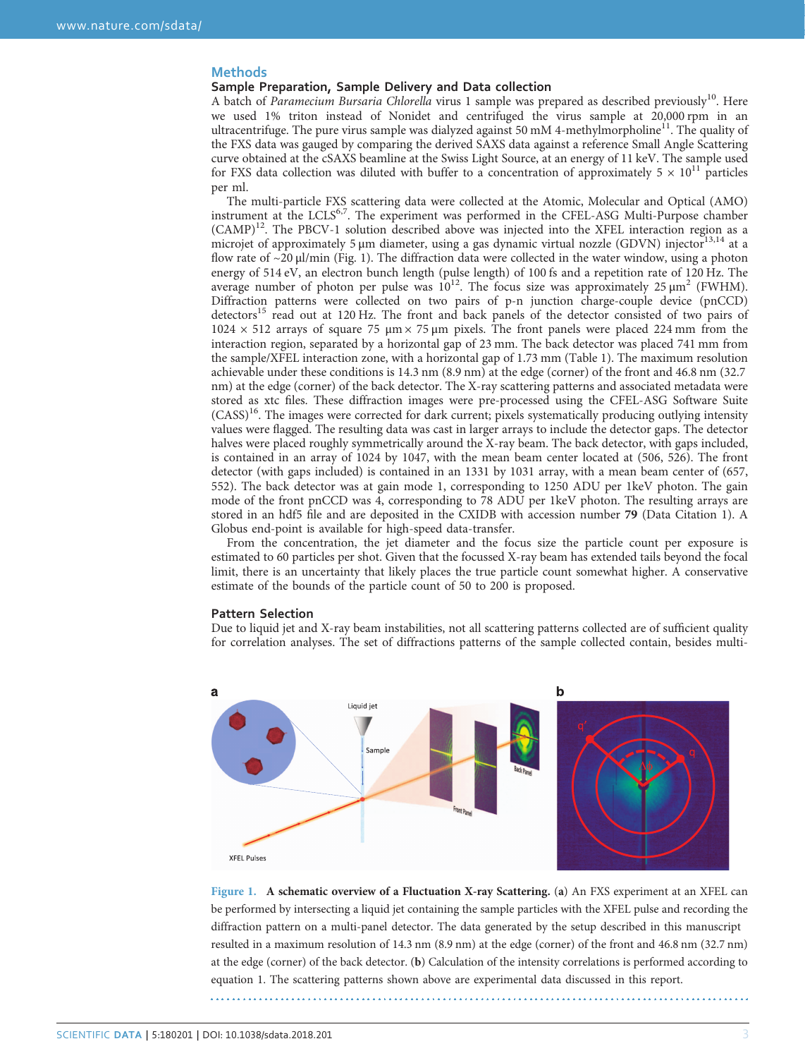## Methods

### Sample Preparation, Sample Delivery and Data collection

A batch of *Paramecium Bursaria Chlorella* virus 1 sample was prepared as described previously[10]. Here we used 1% triton instead of Nonidet and centrifuged the virus sample at 20,000 rpm in an ultracentrifuge. The pure virus sample was dialyzed against 50 mM 4-methylmorpholine[11]. The quality of the FXS data was gauged by comparing the derived SAXS data against a reference Small Angle Scattering curve obtained at the cSAXS beamline at the Swiss Light Source, at an energy of 11 keV. The sample used for FXS data collection was diluted with buffer to a concentration of approximately $5 \times 10^{11}$ particles per ml.

The multi-particle FXS scattering data were collected at the Atomic, Molecular and Optical (AMO) instrument at the LCLS[6,7]. The experiment was performed in the CFEL-ASG Multi-Purpose chamber (CAMP)[12]. The PBCV-1 solution described above was injected into the XFEL interaction region as a microjet of approximately 5 μm diameter, using a gas dynamic virtual nozzle (GDVN) injector[13,14] at a flow rate of ~20 μl/min (Fig. 1). The diffraction data were collected in the water window, using a photon energy of 514 eV, an electron bunch length (pulse length) of 100 fs and a repetition rate of 120 Hz. The average number of photon per pulse was $10^{12}$. The focus size was approximately 25 $\mu m^2$ (FWHM). Diffraction patterns were collected on two pairs of p-n junction charge-couple device (pnCCD) detectors[15] read out at 120 Hz. The front and back panels of the detector consisted of two pairs of $1024 \times 512$ arrays of square 75 $\mu m \times 75$ μm pixels. The front panels were placed 224 mm from the interaction region, separated by a horizontal gap of 23 mm. The back detector was placed 741 mm from the sample/XFEL interaction zone, with a horizontal gap of 1.73 mm (Table 1). The maximum resolution achievable under these conditions is 14.3 nm (8.9 nm) at the edge (corner) of the front and 46.8 nm (32.7 nm) at the edge (corner) of the back detector. The X-ray scattering patterns and associated metadata were stored as xtc files. These diffraction images were pre-processed using the CFEL-ASG Software Suite (CASS)[16]. The images were corrected for dark current; pixels systematically producing outlying intensity values were flagged. The resulting data was cast in larger arrays to include the detector gaps. The detector halves were placed roughly symmetrically around the X-ray beam. The back detector, with gaps included, is contained in an array of 1024 by 1047, with the mean beam center located at (506, 526). The front detector (with gaps included) is contained in an 1331 by 1031 array, with a mean beam center of (657, 552). The back detector was at gain mode 1, corresponding to 1250 ADU per 1keV photon. The gain mode of the front pnCCD was 4, corresponding to 78 ADU per 1keV photon. The resulting arrays are stored in an hdf5 file and are deposited in the CXIDB with accession number **79** (Data Citation 1). A Globus end-point is available for high-speed data-transfer.

From the concentration, the jet diameter and the focus size the particle count per exposure is estimated to 60 particles per shot. Given that the focussed X-ray beam has extended tails beyond the focal limit, there is an uncertainty that likely places the true particle count somewhat higher. A conservative estimate of the bounds of the particle count of 50 to 200 is proposed.

### Pattern Selection

Due to liquid jet and X-ray beam instabilities, not all scattering patterns collected are of sufficient quality for correlation analyses. The set of diffractions patterns of the sample collected contain, besides multi-

**Figure 1. A schematic overview of a Fluctuation X-ray Scattering.** (**a**) An FXS experiment at an XFEL can be performed by intersecting a liquid jet containing the sample particles with the XFEL pulse and recording the diffraction pattern on a multi-panel detector. The data generated by the setup described in this manuscript resulted in a maximum resolution of 14.3 nm (8.9 nm) at the edge (corner) of the front and 46.8 nm (32.7 nm) at the edge (corner) of the back detector. (**b**) Calculation of the intensity correlations is performed according to equation 1. The scattering patterns shown above are experimental data discussed in this report.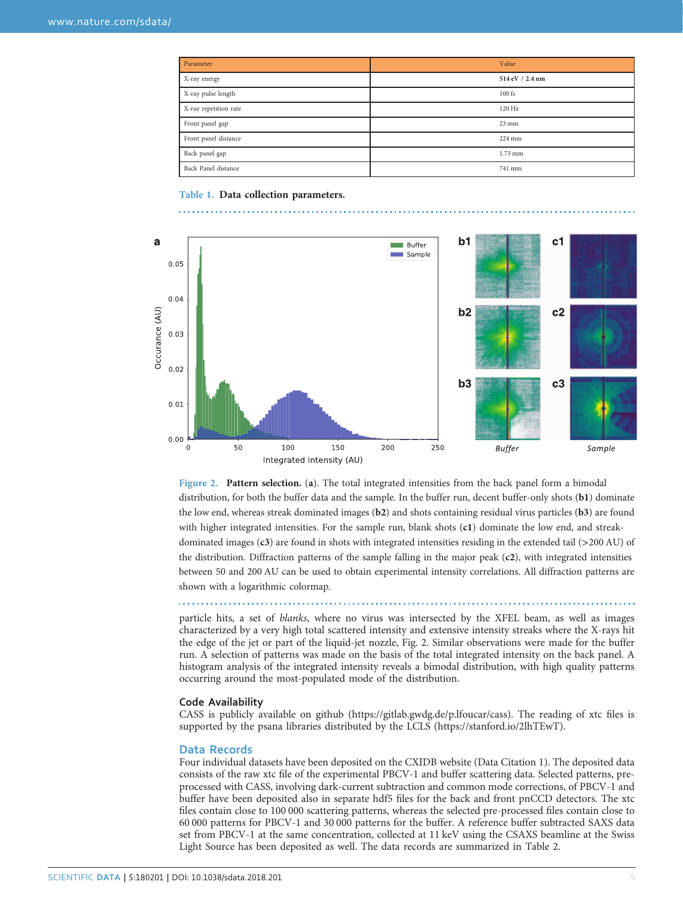| Parameter | Value |
|---|---|
| X-ray energy | **514 eV / 2.4 nm** |
| X-ray pulse length | 100 fs |
| X-ray repetition rate | 120 Hz |
| Front panel gap | 23 mm |
| Front panel distance | 224 mm |
| Back panel gap | 1.73 mm |
| Back Panel distance | 741 mm |

**Table 1. Data collection parameters.**

**Figure 2. Pattern selection.** (**a**). The total integrated intensities from the back panel form a bimodal distribution, for both the buffer data and the sample. In the buffer run, decent buffer-only shots (**b1**) dominate the low end, whereas streak dominated images (**b2**) and shots containing residual virus particles (**b3**) are found with higher integrated intensities. For the sample run, blank shots (**c1**) dominate the low end, and streak-dominated images (**c3**) are found in shots with integrated intensities residing in the extended tail (>200 AU) of the distribution. Diffraction patterns of the sample falling in the major peak (**c2**), with integrated intensities between 50 and 200 AU can be used to obtain experimental intensity correlations. All diffraction patterns are shown with a logarithmic colormap.

particle hits, a set of *blanks*, where no virus was intersected by the XFEL beam, as well as images characterized by a very high total scattered intensity and extensive intensity streaks where the X-rays hit the edge of the jet or part of the liquid-jet nozzle, Fig. 2. Similar observations were made for the buffer run. A selection of patterns was made on the basis of the total integrated intensity on the back panel. A histogram analysis of the integrated intensity reveals a bimodal distribution, with high quality patterns occurring around the most-populated mode of the distribution.

### Code Availability

CASS is publicly available on github (https://gitlab.gwdg.de/p.lfoucar/cass). The reading of xtc files is supported by the psana libraries distributed by the LCLS (https://stanford.io/2lhTEwT).

## Data Records

Four individual datasets have been deposited on the CXIDB website (Data Citation 1). The deposited data consists of the raw xtc file of the experimental PBCV-1 and buffer scattering data. Selected patterns, pre-processed with CASS, involving dark-current subtraction and common mode corrections, of PBCV-1 and buffer have been deposited also in separate hdf5 files for the back and front pnCCD detectors. The xtc files contain close to 100 000 scattering patterns, whereas the selected pre-processed files contain close to 60 000 patterns for PBCV-1 and 30 000 patterns for the buffer. A reference buffer subtracted SAXS data set from PBCV-1 at the same concentration, collected at 11 keV using the CSAXS beamline at the Swiss Light Source has been deposited as well. The data records are summarized in Table 2.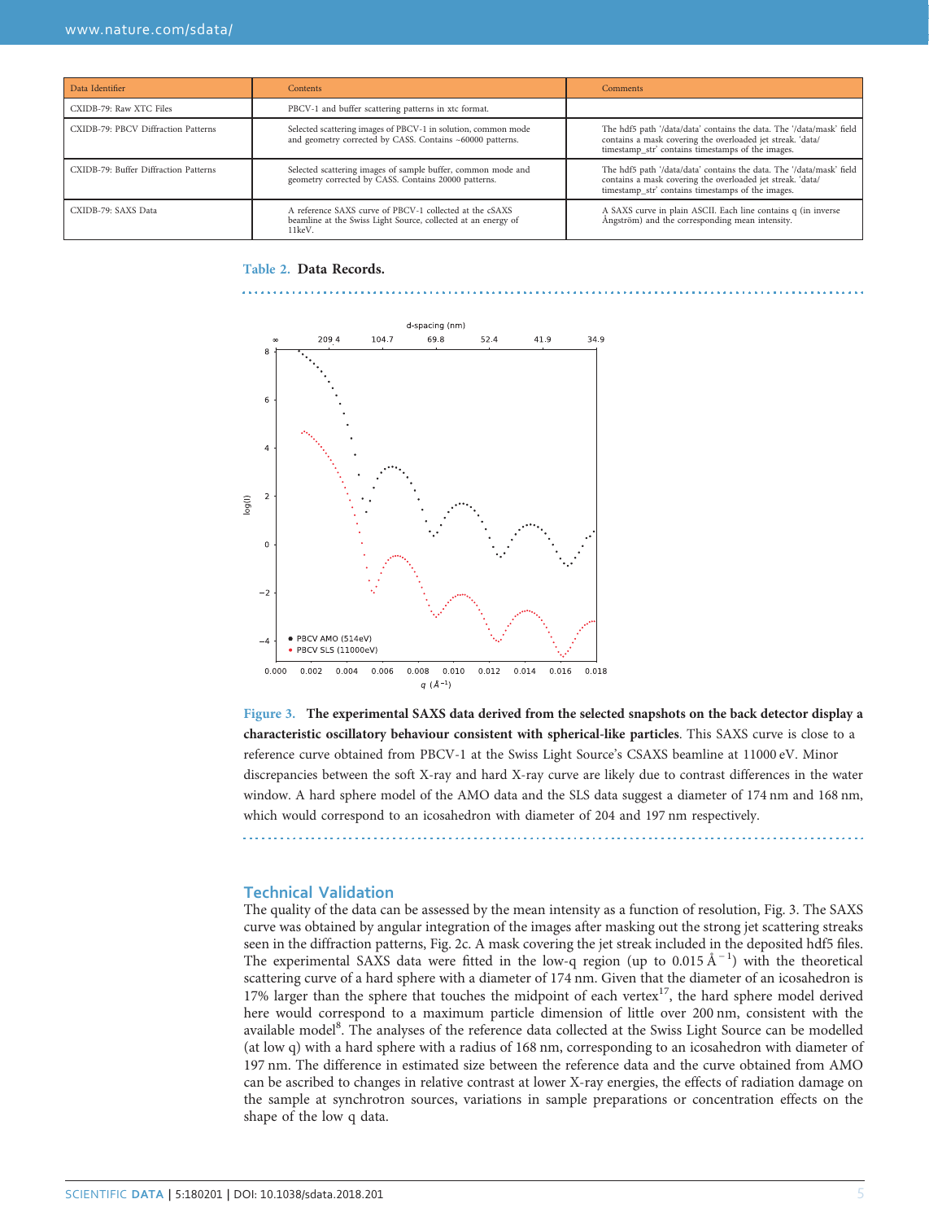| Data Identifier | Contents | Comments |
|---|---|---|
| CXIDB-79: Raw XTC Files | PBCV-1 and buffer scattering patterns in xtc format. | |
| CXIDB-79: PBCV Diffraction Patterns | Selected scattering images of PBCV-1 in solution, common mode and geometry corrected by CASS. Contains ~60000 patterns. | The hdf5 path '/data/data' contains the data. The '/data/mask' field contains a mask covering the overloaded jet streak. 'data/timestamp_str' contains timestamps of the images. |
| CXIDB-79: Buffer Diffraction Patterns | Selected scattering images of sample buffer, common mode and geometry corrected by CASS. Contains 20000 patterns. | The hdf5 path '/data/data' contains the data. The '/data/mask' field contains a mask covering the overloaded jet streak. 'data/timestamp_str' contains timestamps of the images. |
| CXIDB-79: SAXS Data | A reference SAXS curve of PBCV-1 collected at the cSAXS beamline at the Swiss Light Source, collected at an energy of 11keV. | A SAXS curve in plain ASCII. Each line contains q (in inverse Ångström) and the corresponding mean intensity. |

**Table 2. Data Records.**

**Figure 3. The experimental SAXS data derived from the selected snapshots on the back detector display a characteristic oscillatory behaviour consistent with spherical-like particles**. This SAXS curve is close to a reference curve obtained from PBCV-1 at the Swiss Light Source's CSAXS beamline at 11000 eV. Minor discrepancies between the soft X-ray and hard X-ray curve are likely due to contrast differences in the water window. A hard sphere model of the AMO data and the SLS data suggest a diameter of 174 nm and 168 nm, which would correspond to an icosahedron with diameter of 204 and 197 nm respectively.

## Technical Validation

The quality of the data can be assessed by the mean intensity as a function of resolution, Fig. 3. The SAXS curve was obtained by angular integration of the images after masking out the strong jet scattering streaks seen in the diffraction patterns, Fig. 2c. A mask covering the jet streak included in the deposited hdf5 files. The experimental SAXS data were fitted in the low-q region (up to 0.015 $Å^{-1}$) with the theoretical scattering curve of a hard sphere with a diameter of 174 nm. Given that the diameter of an icosahedron is 17% larger than the sphere that touches the midpoint of each vertex[17], the hard sphere model derived here would correspond to a maximum particle dimension of little over 200 nm, consistent with the available model[8]. The analyses of the reference data collected at the Swiss Light Source can be modelled (at low q) with a hard sphere with a radius of 168 nm, corresponding to an icosahedron with diameter of 197 nm. The difference in estimated size between the reference data and the curve obtained from AMO can be ascribed to changes in relative contrast at lower X-ray energies, the effects of radiation damage on the sample at synchrotron sources, variations in sample preparations or concentration effects on the shape of the low q data.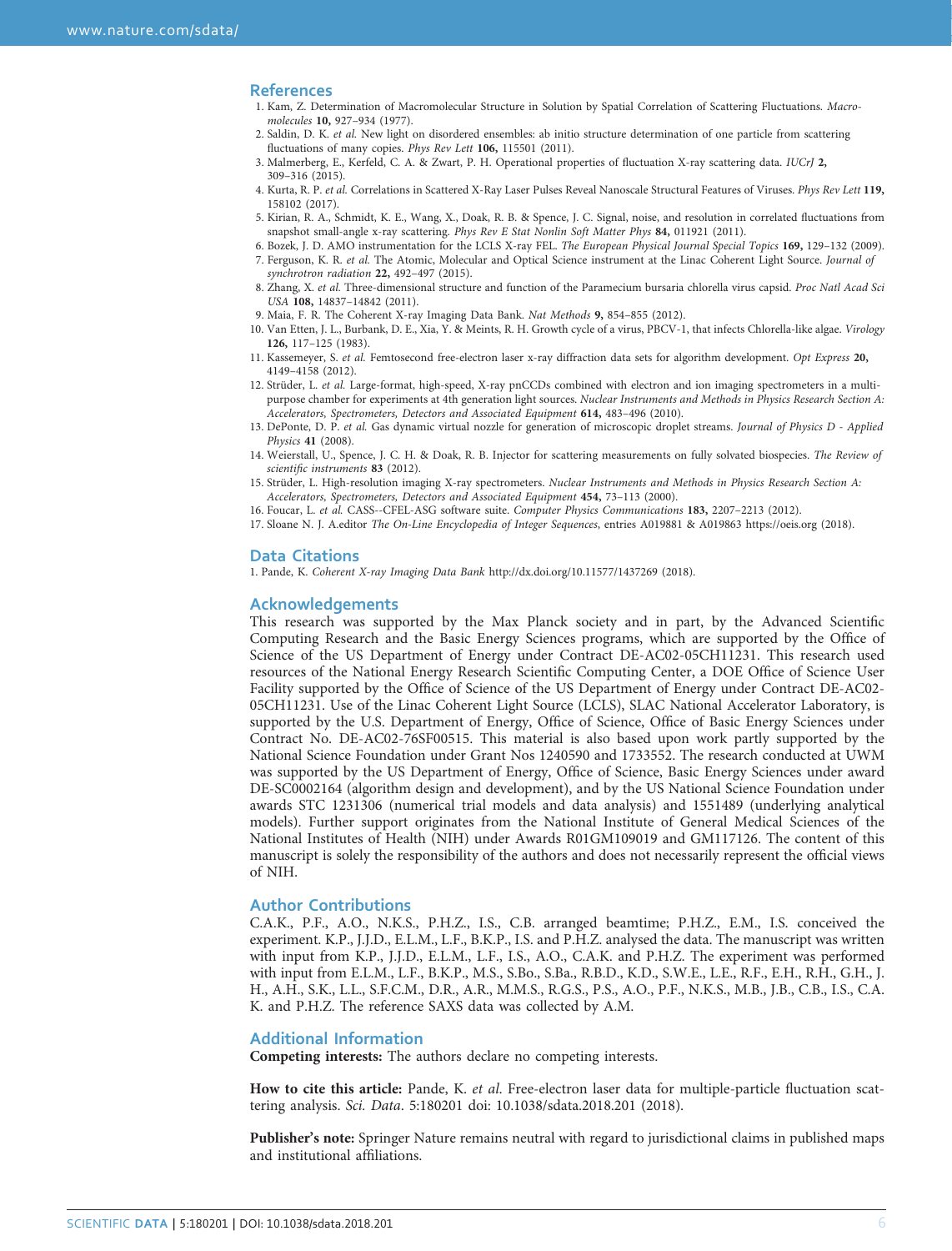## References

1. Kam, Z. Determination of Macromolecular Structure in Solution by Spatial Correlation of Scattering Fluctuations. *Macromolecules* **10,** 927–934 (1977).
2. Saldin, D. K. *et al.* New light on disordered ensembles: ab initio structure determination of one particle from scattering fluctuations of many copies. *Phys Rev Lett* **106,** 115501 (2011).
3. Malmerberg, E., Kerfeld, C. A. & Zwart, P. H. Operational properties of fluctuation X-ray scattering data. *IUCrJ* **2,** 309–316 (2015).
4. Kurta, R. P. *et al.* Correlations in Scattered X-Ray Laser Pulses Reveal Nanoscale Structural Features of Viruses. *Phys Rev Lett* **119,** 158102 (2017).
5. Kirian, R. A., Schmidt, K. E., Wang, X., Doak, R. B. & Spence, J. C. Signal, noise, and resolution in correlated fluctuations from snapshot small-angle x-ray scattering. *Phys Rev E Stat Nonlin Soft Matter Phys* **84,** 011921 (2011).
6. Bozek, J. D. AMO instrumentation for the LCLS X-ray FEL. *The European Physical Journal Special Topics* **169,** 129–132 (2009).
7. Ferguson, K. R. *et al.* The Atomic, Molecular and Optical Science instrument at the Linac Coherent Light Source. *Journal of synchrotron radiation* **22,** 492–497 (2015).
8. Zhang, X. *et al.* Three-dimensional structure and function of the Paramecium bursaria chlorella virus capsid. *Proc Natl Acad Sci USA* **108,** 14837–14842 (2011).
9. Maia, F. R. The Coherent X-ray Imaging Data Bank. *Nat Methods* **9,** 854–855 (2012).
10. Van Etten, J. L., Burbank, D. E., Xia, Y. & Meints, R. H. Growth cycle of a virus, PBCV-1, that infects Chlorella-like algae. *Virology* **126,** 117–125 (1983).
11. Kassemeyer, S. *et al.* Femtosecond free-electron laser x-ray diffraction data sets for algorithm development. *Opt Express* **20,** 4149–4158 (2012).
12. Strüder, L. *et al.* Large-format, high-speed, X-ray pnCCDs combined with electron and ion imaging spectrometers in a multipurpose chamber for experiments at 4th generation light sources. *Nuclear Instruments and Methods in Physics Research Section A: Accelerators, Spectrometers, Detectors and Associated Equipment* **614,** 483–496 (2010).
13. DePonte, D. P. *et al.* Gas dynamic virtual nozzle for generation of microscopic droplet streams. *Journal of Physics D - Applied Physics* **41** (2008).
14. Weierstall, U., Spence, J. C. H. & Doak, R. B. Injector for scattering measurements on fully solvated biospecies. *The Review of scientific instruments* **83** (2012).
15. Strüder, L. High-resolution imaging X-ray spectrometers. *Nuclear Instruments and Methods in Physics Research Section A: Accelerators, Spectrometers, Detectors and Associated Equipment* **454,** 73–113 (2000).
16. Foucar, L. *et al.* CASS--CFEL-ASG software suite. *Computer Physics Communications* **183,** 2207–2213 (2012).
17. Sloane N. J. A.editor *The On-Line Encyclopedia of Integer Sequences*, entries A019881 & A019863 https://oeis.org (2018).

## Data Citations

1. Pande, K. *Coherent X-ray Imaging Data Bank* http://dx.doi.org/10.11577/1437269 (2018).

## Acknowledgements

This research was supported by the Max Planck society and in part, by the Advanced Scientific Computing Research and the Basic Energy Sciences programs, which are supported by the Office of Science of the US Department of Energy under Contract DE-AC02-05CH11231. This research used resources of the National Energy Research Scientific Computing Center, a DOE Office of Science User Facility supported by the Office of Science of the US Department of Energy under Contract DE-AC02-05CH11231. Use of the Linac Coherent Light Source (LCLS), SLAC National Accelerator Laboratory, is supported by the U.S. Department of Energy, Office of Science, Office of Basic Energy Sciences under Contract No. DE-AC02-76SF00515. This material is also based upon work partly supported by the National Science Foundation under Grant Nos 1240590 and 1733552. The research conducted at UWM was supported by the US Department of Energy, Office of Science, Basic Energy Sciences under award DE-SC0002164 (algorithm design and development), and by the US National Science Foundation under awards STC 1231306 (numerical trial models and data analysis) and 1551489 (underlying analytical models). Further support originates from the National Institute of General Medical Sciences of the National Institutes of Health (NIH) under Awards R01GM109019 and GM117126. The content of this manuscript is solely the responsibility of the authors and does not necessarily represent the official views of NIH.

## Author Contributions

C.A.K., P.F., A.O., N.K.S., P.H.Z., I.S., C.B. arranged beamtime; P.H.Z., E.M., I.S. conceived the experiment. K.P., J.J.D., E.L.M., L.F., B.K.P., I.S. and P.H.Z. analysed the data. The manuscript was written with input from K.P., J.J.D., E.L.M., L.F., I.S., A.O., C.A.K. and P.H.Z. The experiment was performed with input from E.L.M., L.F., B.K.P., M.S., S.Bo., S.Ba., R.B.D., K.D., S.W.E., L.E., R.F., E.H., R.H., G.H., J. H., A.H., S.K., L.L., S.F.C.M., D.R., A.R., M.M.S., R.G.S., P.S., A.O., P.F., N.K.S., M.B., J.B., C.B., I.S., C.A. K. and P.H.Z. The reference SAXS data was collected by A.M.

## Additional Information

**Competing interests:** The authors declare no competing interests.

**How to cite this article:** Pande, K. *et al*. Free-electron laser data for multiple-particle fluctuation scattering analysis. *Sci. Data*. 5:180201 doi: 10.1038/sdata.2018.201 (2018).

**Publisher's note:** Springer Nature remains neutral with regard to jurisdictional claims in published maps and institutional affiliations.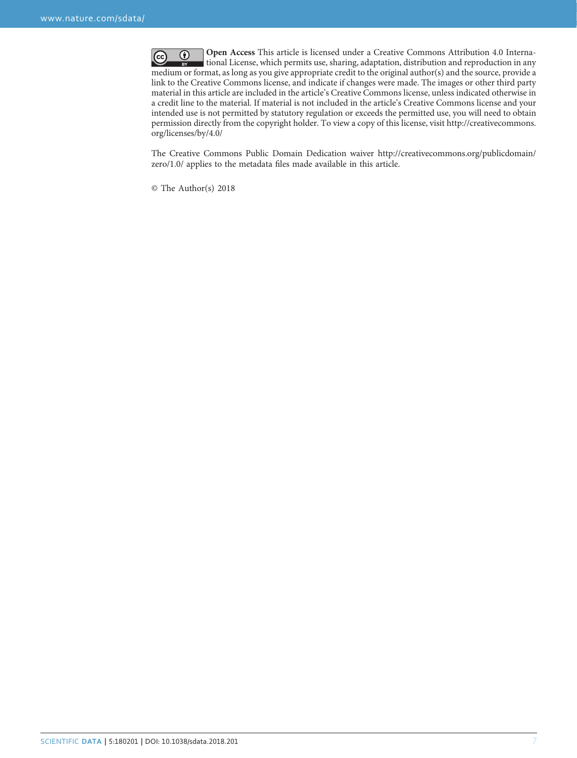**Open Access** This article is licensed under a Creative Commons Attribution 4.0 International License, which permits use, sharing, adaptation, distribution and reproduction in any medium or format, as long as you give appropriate credit to the original author(s) and the source, provide a link to the Creative Commons license, and indicate if changes were made. The images or other third party material in this article are included in the article's Creative Commons license, unless indicated otherwise in a credit line to the material. If material is not included in the article's Creative Commons license and your intended use is not permitted by statutory regulation or exceeds the permitted use, you will need to obtain permission directly from the copyright holder. To view a copy of this license, visit http://creativecommons.org/licenses/by/4.0/

The Creative Commons Public Domain Dedication waiver http://creativecommons.org/publicdomain/zero/1.0/ applies to the metadata files made available in this article.

© The Author(s) 2018